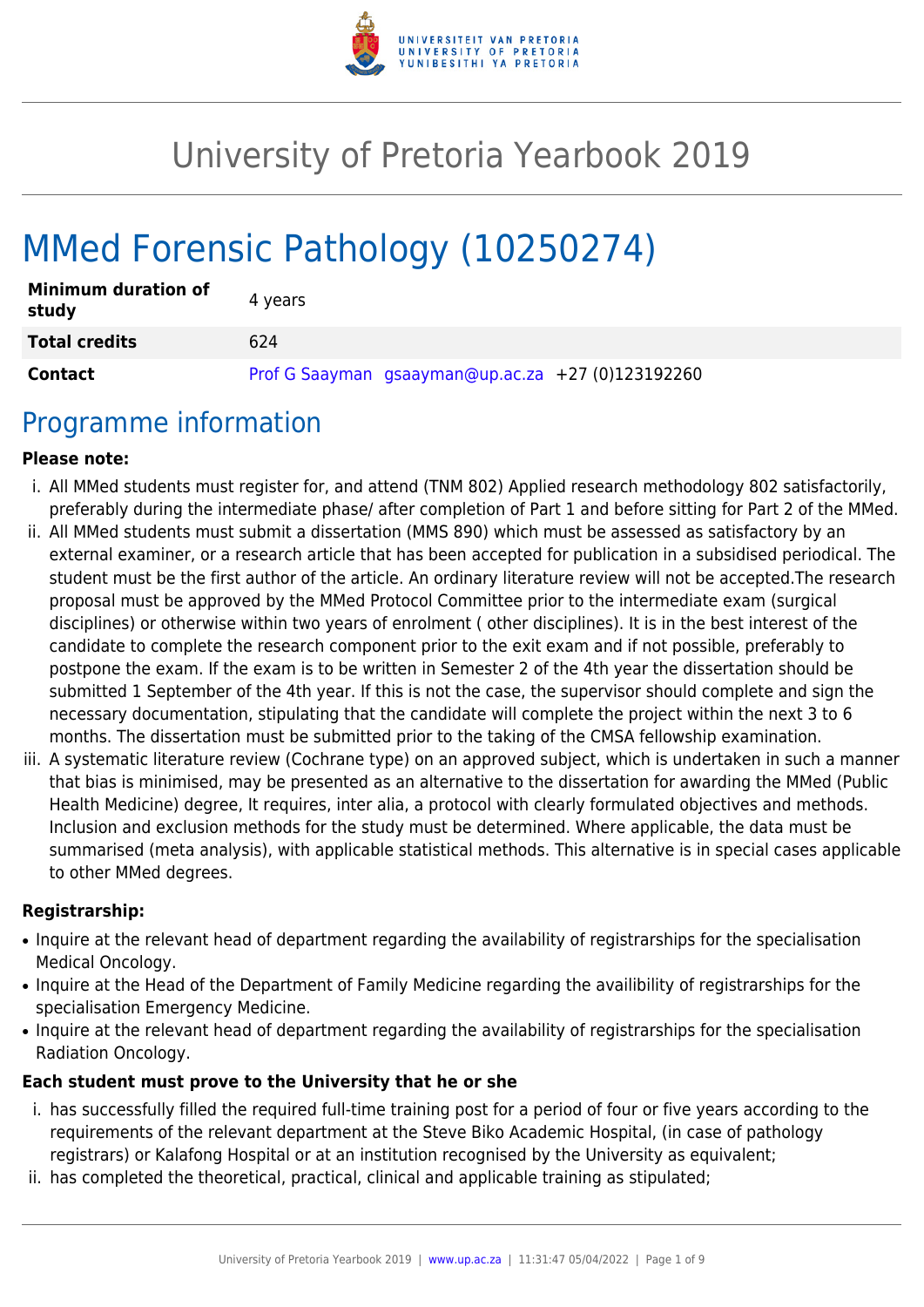# University of Pretoria Yearbook 2019

# MMed Forensic Pathology (10250274)

| | |
|---|---|
| **Minimum duration of study** | 4 years |
| **Total credits** | 624 |
| **Contact** | Prof G Saayman gsaayman@up.ac.za +27 (0)123192260 |

## Programme information

**Please note:**

i. All MMed students must register for, and attend (TNM 802) Applied research methodology 802 satisfactorily, preferably during the intermediate phase/ after completion of Part 1 and before sitting for Part 2 of the MMed.
ii. All MMed students must submit a dissertation (MMS 890) which must be assessed as satisfactory by an external examiner, or a research article that has been accepted for publication in a subsidised periodical. The student must be the first author of the article. An ordinary literature review will not be accepted.The research proposal must be approved by the MMed Protocol Committee prior to the intermediate exam (surgical disciplines) or otherwise within two years of enrolment ( other disciplines). It is in the best interest of the candidate to complete the research component prior to the exit exam and if not possible, preferably to postpone the exam. If the exam is to be written in Semester 2 of the 4th year the dissertation should be submitted 1 September of the 4th year. If this is not the case, the supervisor should complete and sign the necessary documentation, stipulating that the candidate will complete the project within the next 3 to 6 months. The dissertation must be submitted prior to the taking of the CMSA fellowship examination.
iii. A systematic literature review (Cochrane type) on an approved subject, which is undertaken in such a manner that bias is minimised, may be presented as an alternative to the dissertation for awarding the MMed (Public Health Medicine) degree, It requires, inter alia, a protocol with clearly formulated objectives and methods. Inclusion and exclusion methods for the study must be determined. Where applicable, the data must be summarised (meta analysis), with applicable statistical methods. This alternative is in special cases applicable to other MMed degrees.

**Registrarship:**

- Inquire at the relevant head of department regarding the availability of registrarships for the specialisation Medical Oncology.
- Inquire at the Head of the Department of Family Medicine regarding the availibility of registrarships for the specialisation Emergency Medicine.
- Inquire at the relevant head of department regarding the availability of registrarships for the specialisation Radiation Oncology.

**Each student must prove to the University that he or she**

i. has successfully filled the required full-time training post for a period of four or five years according to the requirements of the relevant department at the Steve Biko Academic Hospital, (in case of pathology registrars) or Kalafong Hospital or at an institution recognised by the University as equivalent;
ii. has completed the theoretical, practical, clinical and applicable training as stipulated;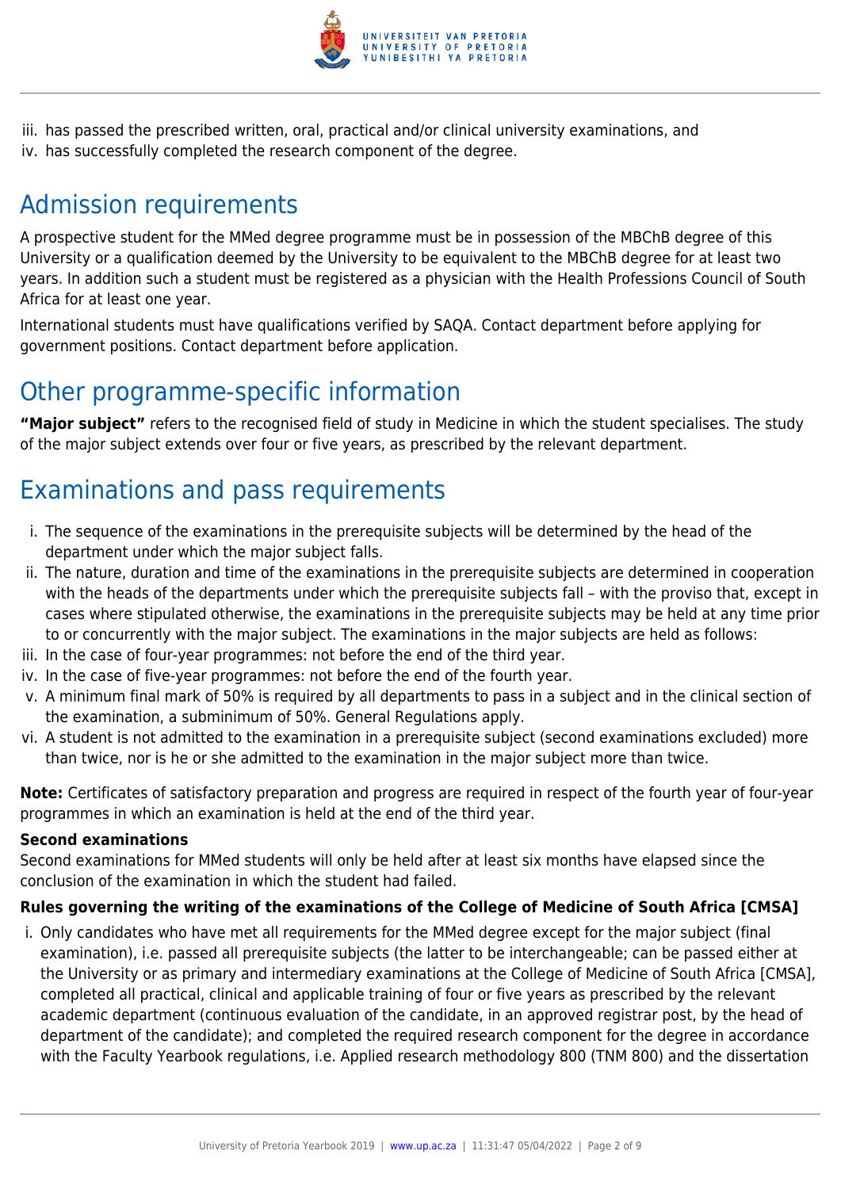iii. has passed the prescribed written, oral, practical and/or clinical university examinations, and
iv. has successfully completed the research component of the degree.

## Admission requirements

A prospective student for the MMed degree programme must be in possession of the MBChB degree of this University or a qualification deemed by the University to be equivalent to the MBChB degree for at least two years. In addition such a student must be registered as a physician with the Health Professions Council of South Africa for at least one year.

International students must have qualifications verified by SAQA. Contact department before applying for government positions. Contact department before application.

## Other programme-specific information

**"Major subject"** refers to the recognised field of study in Medicine in which the student specialises. The study of the major subject extends over four or five years, as prescribed by the relevant department.

## Examinations and pass requirements

i. The sequence of the examinations in the prerequisite subjects will be determined by the head of the department under which the major subject falls.
ii. The nature, duration and time of the examinations in the prerequisite subjects are determined in cooperation with the heads of the departments under which the prerequisite subjects fall – with the proviso that, except in cases where stipulated otherwise, the examinations in the prerequisite subjects may be held at any time prior to or concurrently with the major subject. The examinations in the major subjects are held as follows:
iii. In the case of four-year programmes: not before the end of the third year.
iv. In the case of five-year programmes: not before the end of the fourth year.
v. A minimum final mark of 50% is required by all departments to pass in a subject and in the clinical section of the examination, a subminimum of 50%. General Regulations apply.
vi. A student is not admitted to the examination in a prerequisite subject (second examinations excluded) more than twice, nor is he or she admitted to the examination in the major subject more than twice.

**Note:** Certificates of satisfactory preparation and progress are required in respect of the fourth year of four-year programmes in which an examination is held at the end of the third year.

**Second examinations**
Second examinations for MMed students will only be held after at least six months have elapsed since the conclusion of the examination in which the student had failed.

**Rules governing the writing of the examinations of the College of Medicine of South Africa [CMSA]**

i. Only candidates who have met all requirements for the MMed degree except for the major subject (final examination), i.e. passed all prerequisite subjects (the latter to be interchangeable; can be passed either at the University or as primary and intermediary examinations at the College of Medicine of South Africa [CMSA], completed all practical, clinical and applicable training of four or five years as prescribed by the relevant academic department (continuous evaluation of the candidate, in an approved registrar post, by the head of department of the candidate); and completed the required research component for the degree in accordance with the Faculty Yearbook regulations, i.e. Applied research methodology 800 (TNM 800) and the dissertation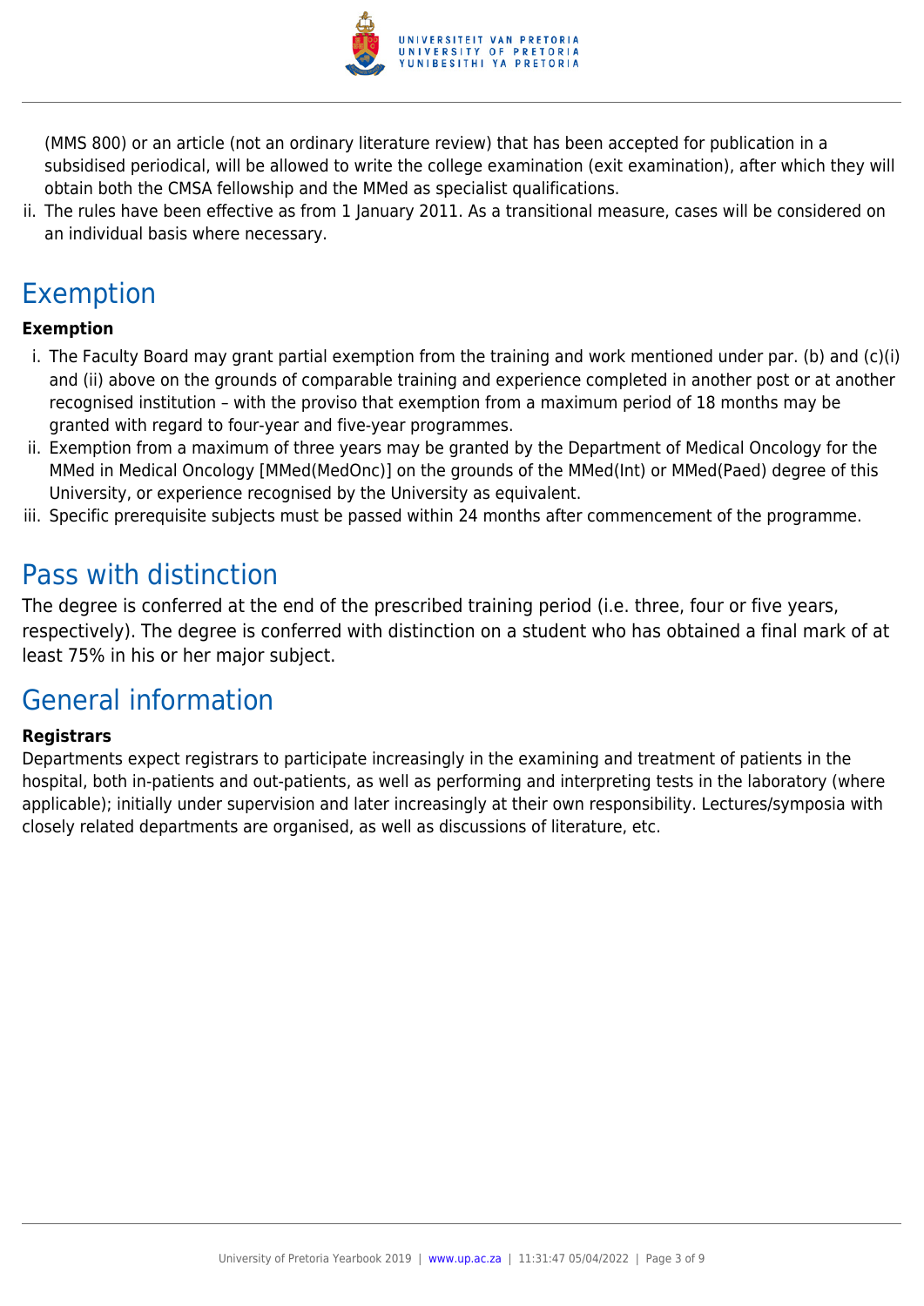(MMS 800) or an article (not an ordinary literature review) that has been accepted for publication in a subsidised periodical, will be allowed to write the college examination (exit examination), after which they will obtain both the CMSA fellowship and the MMed as specialist qualifications.

ii. The rules have been effective as from 1 January 2011. As a transitional measure, cases will be considered on an individual basis where necessary.

## Exemption

**Exemption**

i. The Faculty Board may grant partial exemption from the training and work mentioned under par. (b) and (c)(i) and (ii) above on the grounds of comparable training and experience completed in another post or at another recognised institution – with the proviso that exemption from a maximum period of 18 months may be granted with regard to four-year and five-year programmes.

ii. Exemption from a maximum of three years may be granted by the Department of Medical Oncology for the MMed in Medical Oncology [MMed(MedOnc)] on the grounds of the MMed(Int) or MMed(Paed) degree of this University, or experience recognised by the University as equivalent.

iii. Specific prerequisite subjects must be passed within 24 months after commencement of the programme.

## Pass with distinction

The degree is conferred at the end of the prescribed training period (i.e. three, four or five years, respectively). The degree is conferred with distinction on a student who has obtained a final mark of at least 75% in his or her major subject.

## General information

**Registrars**

Departments expect registrars to participate increasingly in the examining and treatment of patients in the hospital, both in-patients and out-patients, as well as performing and interpreting tests in the laboratory (where applicable); initially under supervision and later increasingly at their own responsibility. Lectures/symposia with closely related departments are organised, as well as discussions of literature, etc.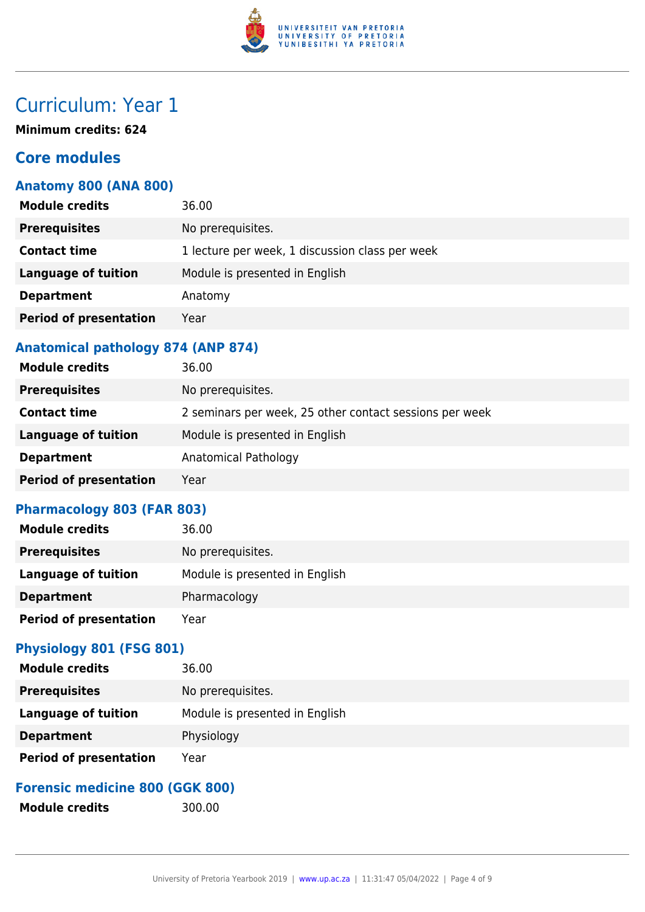# Curriculum: Year 1

**Minimum credits: 624**

## Core modules

### Anatomy 800 (ANA 800)

| | |
|---|---|
| **Module credits** | 36.00 |
| **Prerequisites** | No prerequisites. |
| **Contact time** | 1 lecture per week, 1 discussion class per week |
| **Language of tuition** | Module is presented in English |
| **Department** | Anatomy |
| **Period of presentation** | Year |

### Anatomical pathology 874 (ANP 874)

| | |
|---|---|
| **Module credits** | 36.00 |
| **Prerequisites** | No prerequisites. |
| **Contact time** | 2 seminars per week, 25 other contact sessions per week |
| **Language of tuition** | Module is presented in English |
| **Department** | Anatomical Pathology |
| **Period of presentation** | Year |

### Pharmacology 803 (FAR 803)

| | |
|---|---|
| **Module credits** | 36.00 |
| **Prerequisites** | No prerequisites. |
| **Language of tuition** | Module is presented in English |
| **Department** | Pharmacology |
| **Period of presentation** | Year |

### Physiology 801 (FSG 801)

| | |
|---|---|
| **Module credits** | 36.00 |
| **Prerequisites** | No prerequisites. |
| **Language of tuition** | Module is presented in English |
| **Department** | Physiology |
| **Period of presentation** | Year |

### Forensic medicine 800 (GGK 800)

| | |
|---|---|
| **Module credits** | 300.00 |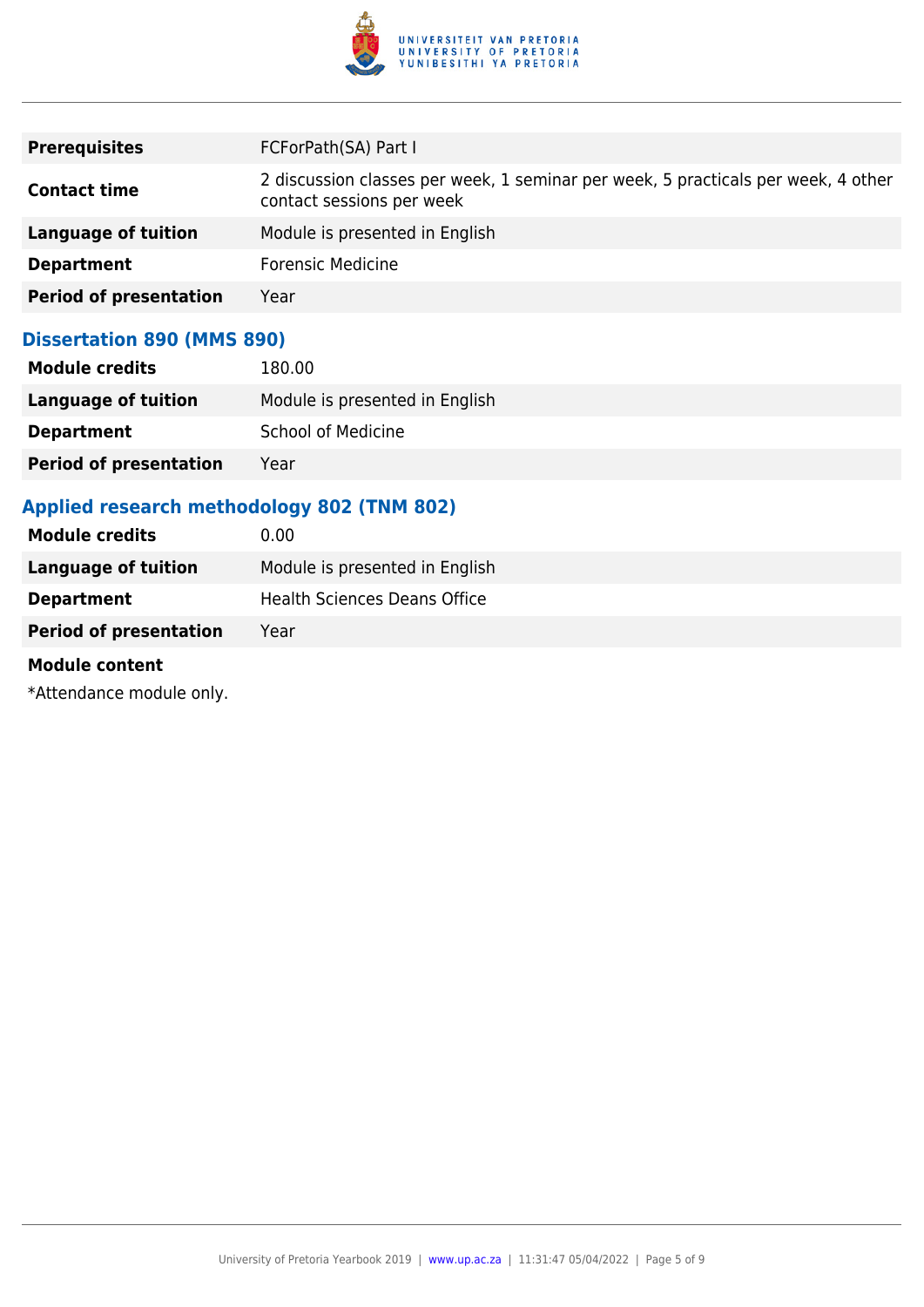| | |
|---|---|
| **Prerequisites** | FCForPath(SA) Part I |
| **Contact time** | 2 discussion classes per week, 1 seminar per week, 5 practicals per week, 4 other contact sessions per week |
| **Language of tuition** | Module is presented in English |
| **Department** | Forensic Medicine |
| **Period of presentation** | Year |

### Dissertation 890 (MMS 890)

| | |
|---|---|
| **Module credits** | 180.00 |
| **Language of tuition** | Module is presented in English |
| **Department** | School of Medicine |
| **Period of presentation** | Year |

### Applied research methodology 802 (TNM 802)

| | |
|---|---|
| **Module credits** | 0.00 |
| **Language of tuition** | Module is presented in English |
| **Department** | Health Sciences Deans Office |
| **Period of presentation** | Year |

**Module content**

*Attendance module only.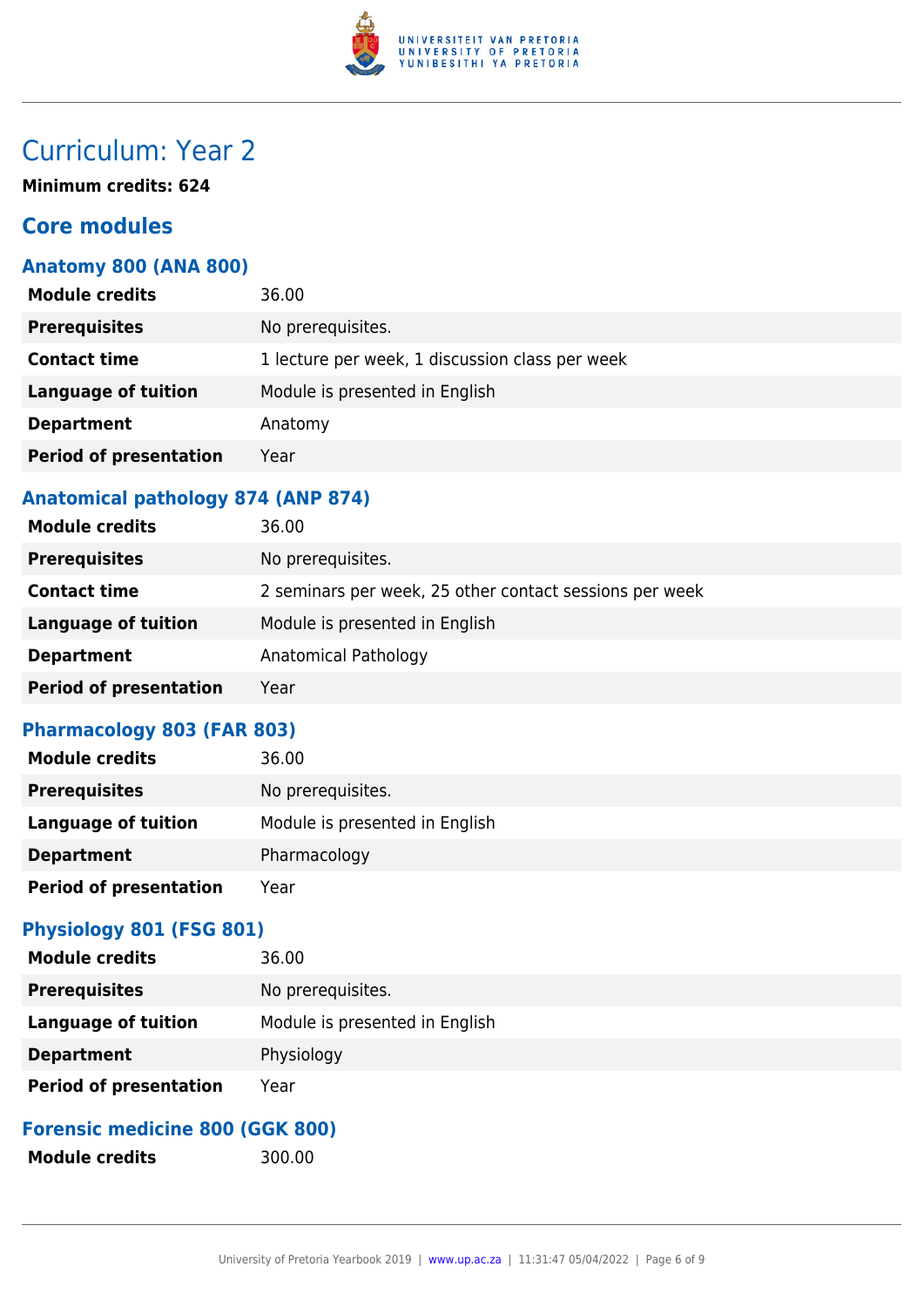# Curriculum: Year 2

**Minimum credits: 624**

## Core modules

### Anatomy 800 (ANA 800)

| | |
|---|---|
| **Module credits** | 36.00 |
| **Prerequisites** | No prerequisites. |
| **Contact time** | 1 lecture per week, 1 discussion class per week |
| **Language of tuition** | Module is presented in English |
| **Department** | Anatomy |
| **Period of presentation** | Year |

### Anatomical pathology 874 (ANP 874)

| | |
|---|---|
| **Module credits** | 36.00 |
| **Prerequisites** | No prerequisites. |
| **Contact time** | 2 seminars per week, 25 other contact sessions per week |
| **Language of tuition** | Module is presented in English |
| **Department** | Anatomical Pathology |
| **Period of presentation** | Year |

### Pharmacology 803 (FAR 803)

| | |
|---|---|
| **Module credits** | 36.00 |
| **Prerequisites** | No prerequisites. |
| **Language of tuition** | Module is presented in English |
| **Department** | Pharmacology |
| **Period of presentation** | Year |

### Physiology 801 (FSG 801)

| | |
|---|---|
| **Module credits** | 36.00 |
| **Prerequisites** | No prerequisites. |
| **Language of tuition** | Module is presented in English |
| **Department** | Physiology |
| **Period of presentation** | Year |

### Forensic medicine 800 (GGK 800)

| | |
|---|---|
| **Module credits** | 300.00 |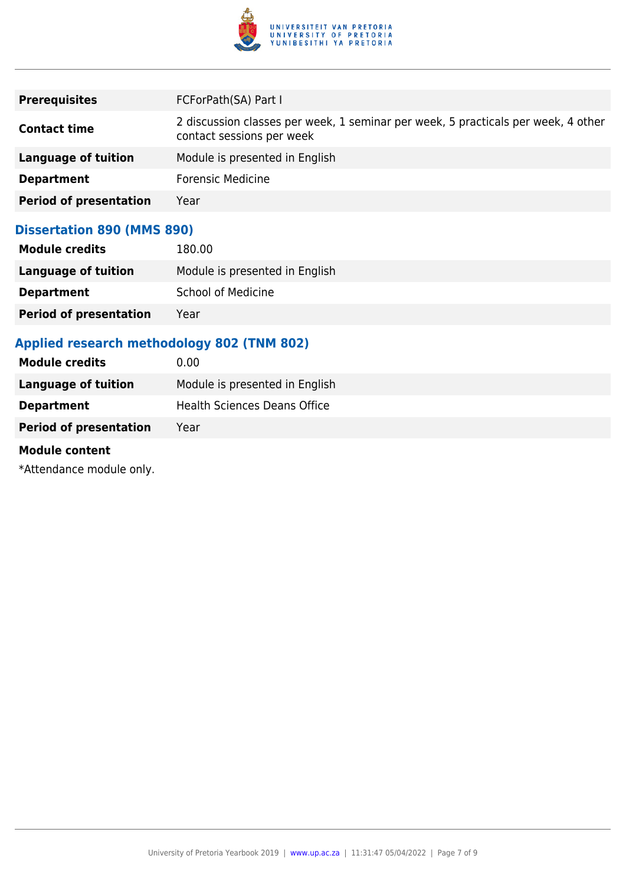| | |
|---|---|
| **Prerequisites** | FCForPath(SA) Part I |
| **Contact time** | 2 discussion classes per week, 1 seminar per week, 5 practicals per week, 4 other contact sessions per week |
| **Language of tuition** | Module is presented in English |
| **Department** | Forensic Medicine |
| **Period of presentation** | Year |

### Dissertation 890 (MMS 890)

| | |
|---|---|
| **Module credits** | 180.00 |
| **Language of tuition** | Module is presented in English |
| **Department** | School of Medicine |
| **Period of presentation** | Year |

### Applied research methodology 802 (TNM 802)

| | |
|---|---|
| **Module credits** | 0.00 |
| **Language of tuition** | Module is presented in English |
| **Department** | Health Sciences Deans Office |
| **Period of presentation** | Year |

**Module content**

*Attendance module only.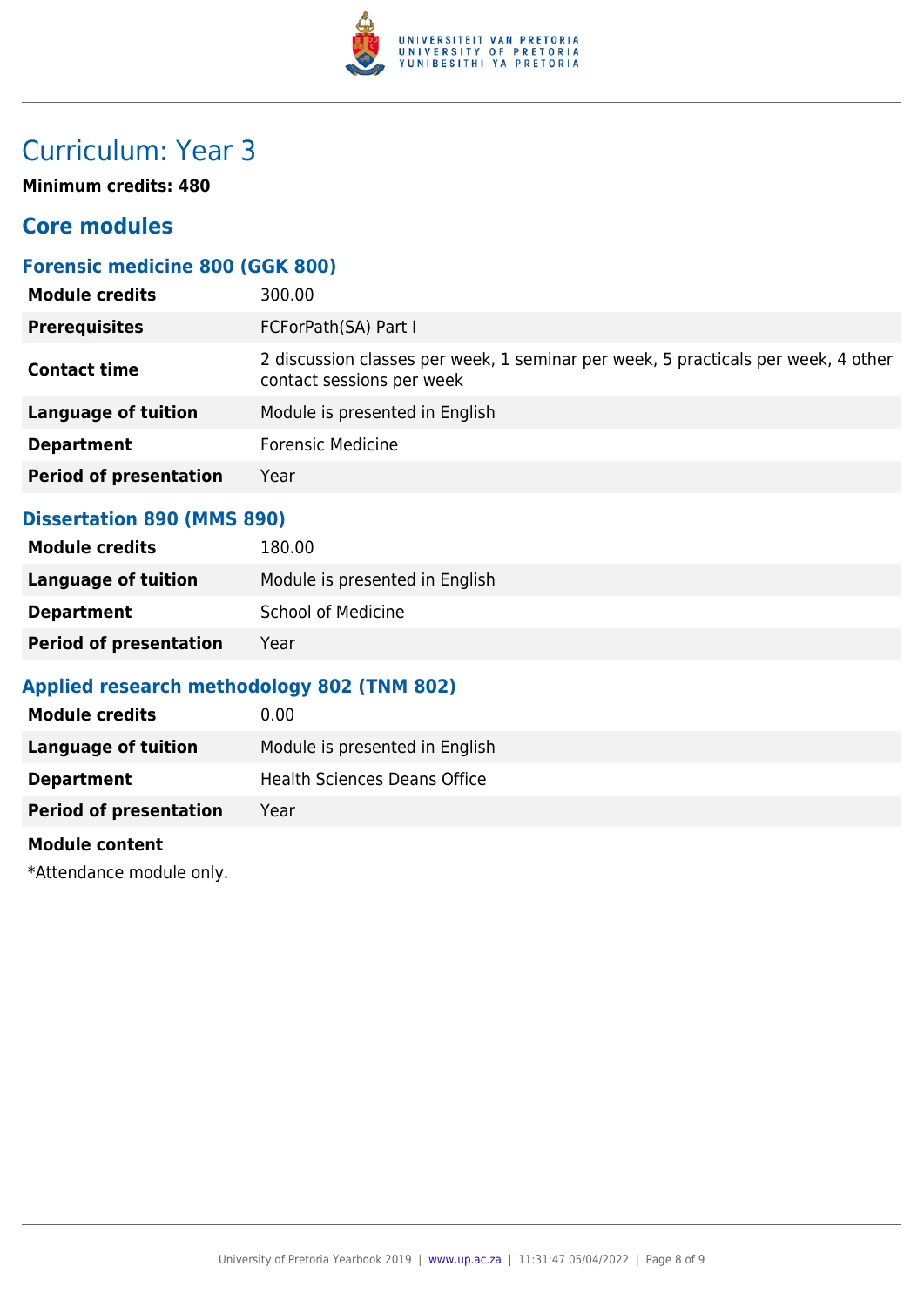# Curriculum: Year 3

**Minimum credits: 480**

## Core modules

### Forensic medicine 800 (GGK 800)

| | |
|---|---|
| **Module credits** | 300.00 |
| **Prerequisites** | FCForPath(SA) Part I |
| **Contact time** | 2 discussion classes per week, 1 seminar per week, 5 practicals per week, 4 other contact sessions per week |
| **Language of tuition** | Module is presented in English |
| **Department** | Forensic Medicine |
| **Period of presentation** | Year |

### Dissertation 890 (MMS 890)

| | |
|---|---|
| **Module credits** | 180.00 |
| **Language of tuition** | Module is presented in English |
| **Department** | School of Medicine |
| **Period of presentation** | Year |

### Applied research methodology 802 (TNM 802)

| | |
|---|---|
| **Module credits** | 0.00 |
| **Language of tuition** | Module is presented in English |
| **Department** | Health Sciences Deans Office |
| **Period of presentation** | Year |

**Module content**

*Attendance module only.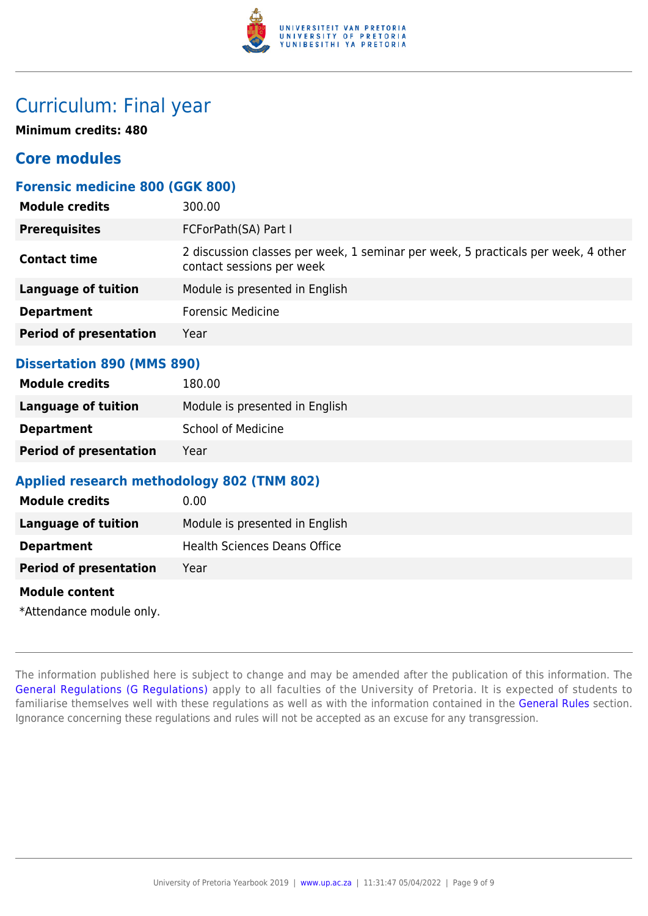# Curriculum: Final year

**Minimum credits: 480**

## Core modules

### Forensic medicine 800 (GGK 800)

| | |
|---|---|
| **Module credits** | 300.00 |
| **Prerequisites** | FCForPath(SA) Part I |
| **Contact time** | 2 discussion classes per week, 1 seminar per week, 5 practicals per week, 4 other contact sessions per week |
| **Language of tuition** | Module is presented in English |
| **Department** | Forensic Medicine |
| **Period of presentation** | Year |

### Dissertation 890 (MMS 890)

| | |
|---|---|
| **Module credits** | 180.00 |
| **Language of tuition** | Module is presented in English |
| **Department** | School of Medicine |
| **Period of presentation** | Year |

### Applied research methodology 802 (TNM 802)

| | |
|---|---|
| **Module credits** | 0.00 |
| **Language of tuition** | Module is presented in English |
| **Department** | Health Sciences Deans Office |
| **Period of presentation** | Year |

**Module content**

*Attendance module only.

The information published here is subject to change and may be amended after the publication of this information. The General Regulations (G Regulations) apply to all faculties of the University of Pretoria. It is expected of students to familiarise themselves well with these regulations as well as with the information contained in the General Rules section. Ignorance concerning these regulations and rules will not be accepted as an excuse for any transgression.